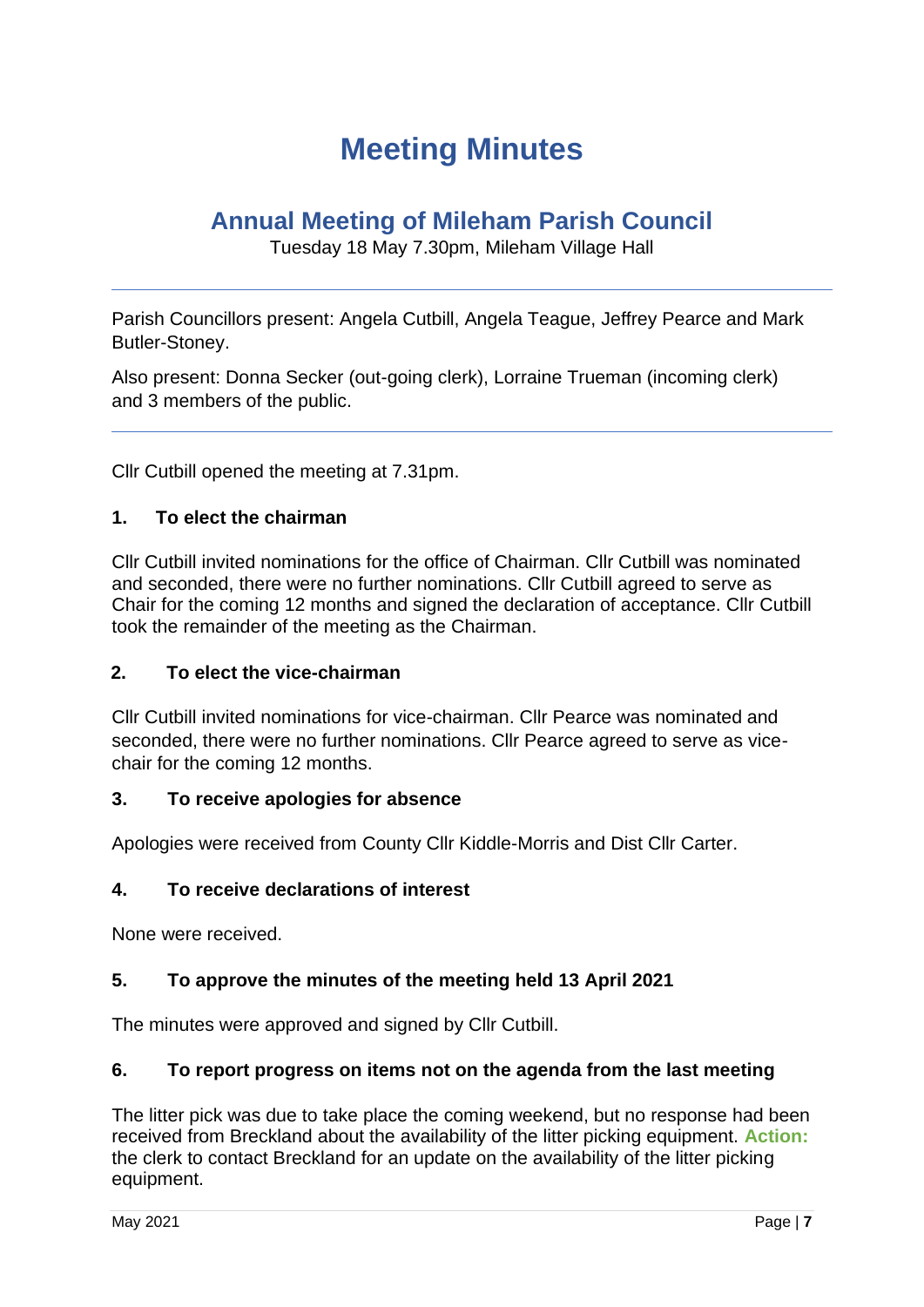# Meeting Minutes

## Annual Meeting of Mileham Parish Council

Tuesday 18 May 7.30pm, Mileham Village Hall

---

Parish Councillors present: Angela Cutbill, Angela Teague, Jeffrey Pearce and Mark Butler-Stoney.

Also present: Donna Secker (out-going clerk), Lorraine Trueman (incoming clerk) and 3 members of the public.

---

Cllr Cutbill opened the meeting at 7.31pm.

### 1. To elect the chairman

Cllr Cutbill invited nominations for the office of Chairman. Cllr Cutbill was nominated and seconded, there were no further nominations. Cllr Cutbill agreed to serve as Chair for the coming 12 months and signed the declaration of acceptance. Cllr Cutbill took the remainder of the meeting as the Chairman.

### 2. To elect the vice-chairman

Cllr Cutbill invited nominations for vice-chairman. Cllr Pearce was nominated and seconded, there were no further nominations. Cllr Pearce agreed to serve as vice-chair for the coming 12 months.

### 3. To receive apologies for absence

Apologies were received from County Cllr Kiddle-Morris and Dist Cllr Carter.

### 4. To receive declarations of interest

None were received.

### 5. To approve the minutes of the meeting held 13 April 2021

The minutes were approved and signed by Cllr Cutbill.

### 6. To report progress on items not on the agenda from the last meeting

The litter pick was due to take place the coming weekend, but no response had been received from Breckland about the availability of the litter picking equipment. **Action:** the clerk to contact Breckland for an update on the availability of the litter picking equipment.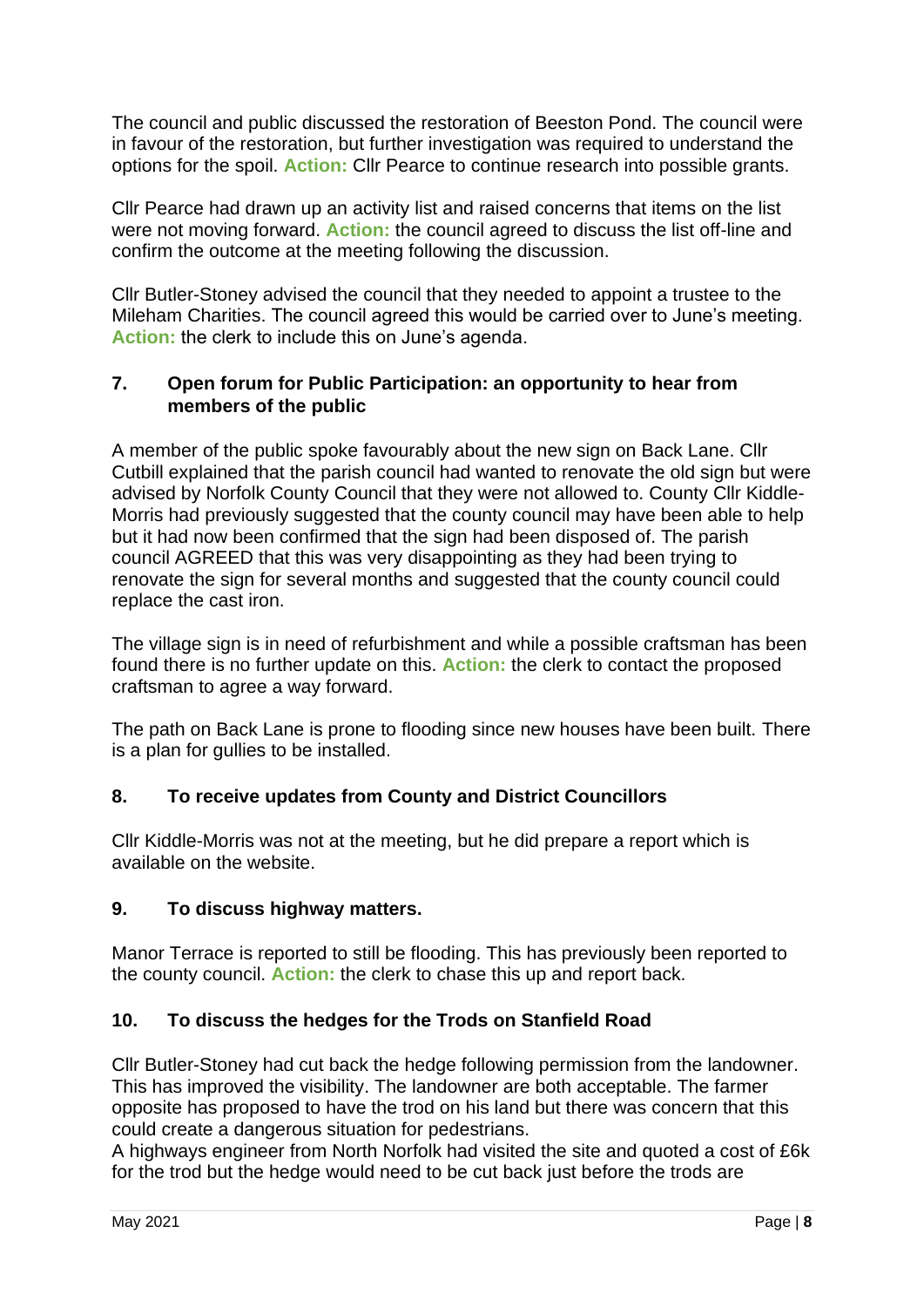The council and public discussed the restoration of Beeston Pond. The council were in favour of the restoration, but further investigation was required to understand the options for the spoil. **Action:** Cllr Pearce to continue research into possible grants.

Cllr Pearce had drawn up an activity list and raised concerns that items on the list were not moving forward. **Action:** the council agreed to discuss the list off-line and confirm the outcome at the meeting following the discussion.

Cllr Butler-Stoney advised the council that they needed to appoint a trustee to the Mileham Charities. The council agreed this would be carried over to June's meeting. **Action:** the clerk to include this on June's agenda.

### 7. Open forum for Public Participation: an opportunity to hear from members of the public

A member of the public spoke favourably about the new sign on Back Lane. Cllr Cutbill explained that the parish council had wanted to renovate the old sign but were advised by Norfolk County Council that they were not allowed to. County Cllr Kiddle-Morris had previously suggested that the county council may have been able to help but it had now been confirmed that the sign had been disposed of. The parish council AGREED that this was very disappointing as they had been trying to renovate the sign for several months and suggested that the county council could replace the cast iron.

The village sign is in need of refurbishment and while a possible craftsman has been found there is no further update on this. **Action:** the clerk to contact the proposed craftsman to agree a way forward.

The path on Back Lane is prone to flooding since new houses have been built. There is a plan for gullies to be installed.

### 8. To receive updates from County and District Councillors

Cllr Kiddle-Morris was not at the meeting, but he did prepare a report which is available on the website.

### 9. To discuss highway matters.

Manor Terrace is reported to still be flooding. This has previously been reported to the county council. **Action:** the clerk to chase this up and report back.

### 10. To discuss the hedges for the Trods on Stanfield Road

Cllr Butler-Stoney had cut back the hedge following permission from the landowner. This has improved the visibility. The landowner are both acceptable. The farmer opposite has proposed to have the trod on his land but there was concern that this could create a dangerous situation for pedestrians.
A highways engineer from North Norfolk had visited the site and quoted a cost of £6k for the trod but the hedge would need to be cut back just before the trods are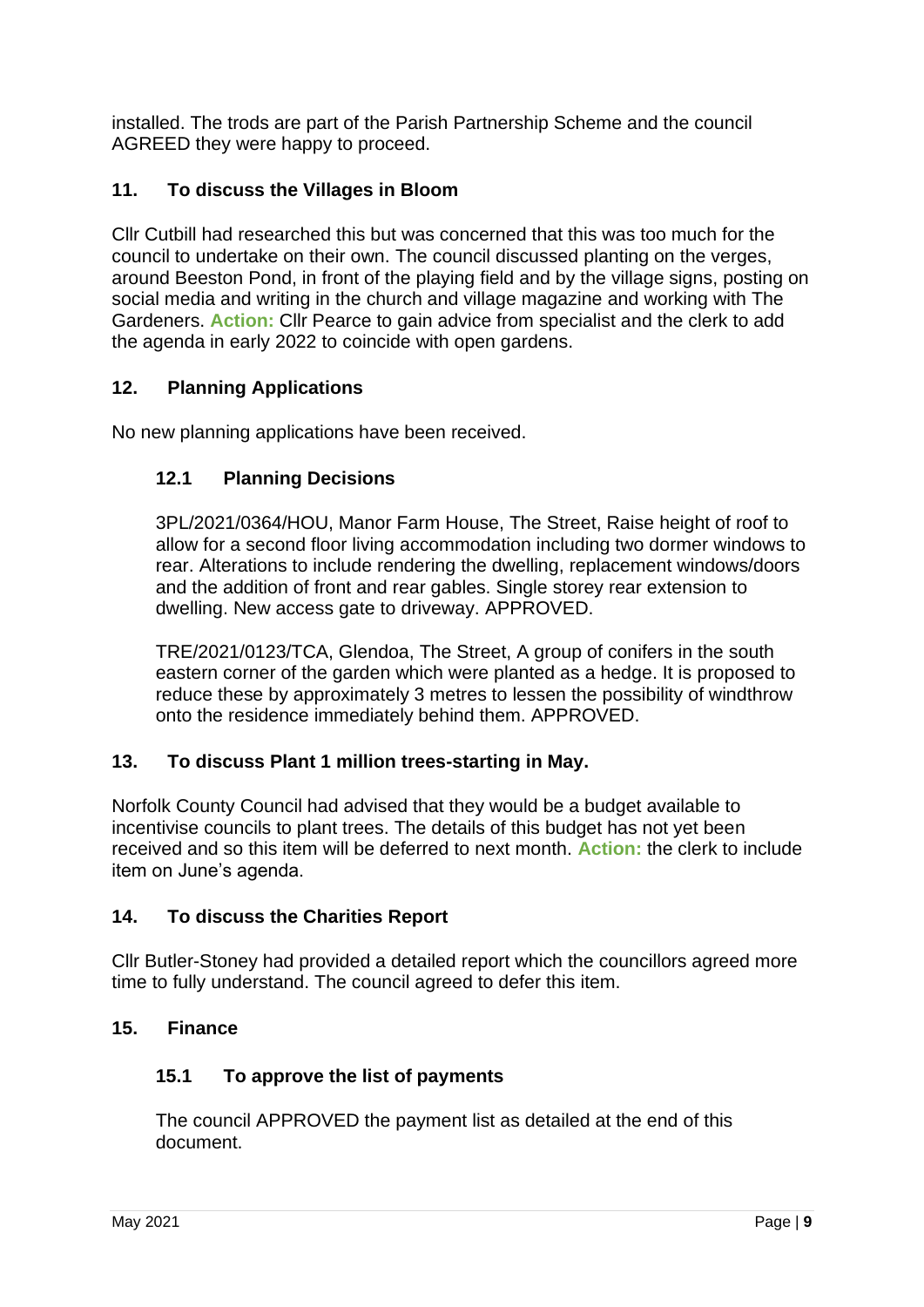installed. The trods are part of the Parish Partnership Scheme and the council AGREED they were happy to proceed.

## 11. To discuss the Villages in Bloom

Cllr Cutbill had researched this but was concerned that this was too much for the council to undertake on their own. The council discussed planting on the verges, around Beeston Pond, in front of the playing field and by the village signs, posting on social media and writing in the church and village magazine and working with The Gardeners. **Action:** Cllr Pearce to gain advice from specialist and the clerk to add the agenda in early 2022 to coincide with open gardens.

## 12. Planning Applications

No new planning applications have been received.

### 12.1 Planning Decisions

3PL/2021/0364/HOU, Manor Farm House, The Street, Raise height of roof to allow for a second floor living accommodation including two dormer windows to rear. Alterations to include rendering the dwelling, replacement windows/doors and the addition of front and rear gables. Single storey rear extension to dwelling. New access gate to driveway. APPROVED.

TRE/2021/0123/TCA, Glendoa, The Street, A group of conifers in the south eastern corner of the garden which were planted as a hedge. It is proposed to reduce these by approximately 3 metres to lessen the possibility of windthrow onto the residence immediately behind them. APPROVED.

## 13. To discuss Plant 1 million trees-starting in May.

Norfolk County Council had advised that they would be a budget available to incentivise councils to plant trees. The details of this budget has not yet been received and so this item will be deferred to next month. **Action:** the clerk to include item on June's agenda.

## 14. To discuss the Charities Report

Cllr Butler-Stoney had provided a detailed report which the councillors agreed more time to fully understand. The council agreed to defer this item.

## 15. Finance

### 15.1 To approve the list of payments

The council APPROVED the payment list as detailed at the end of this document.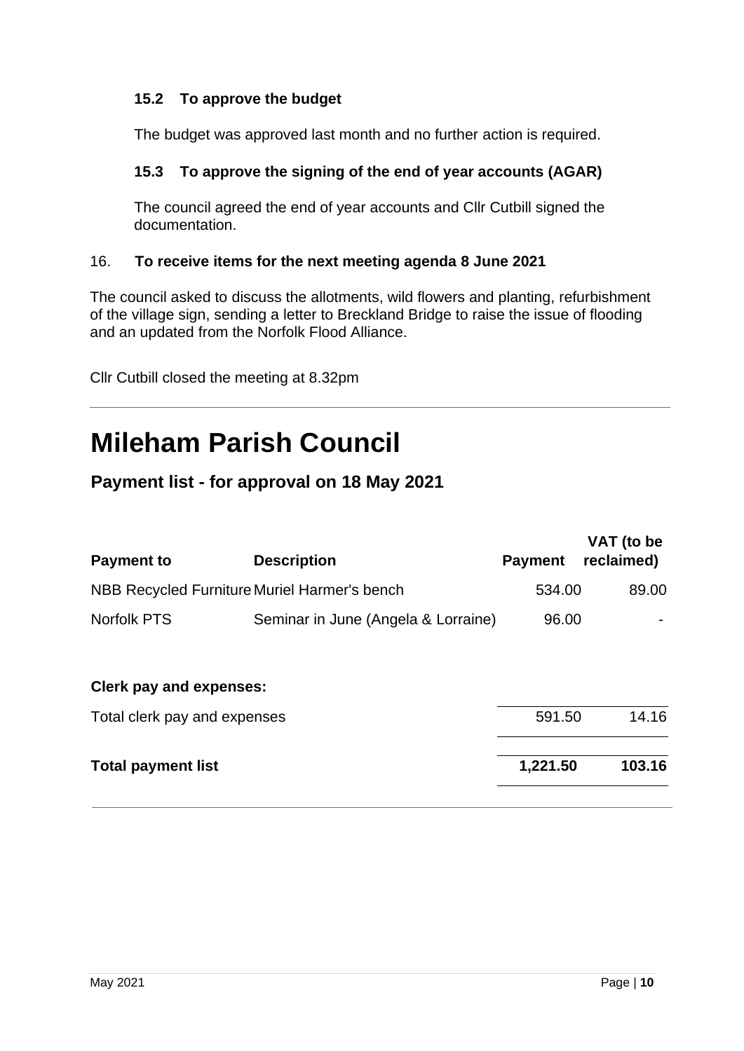### 15.2 To approve the budget

The budget was approved last month and no further action is required.

### 15.3 To approve the signing of the end of year accounts (AGAR)

The council agreed the end of year accounts and Cllr Cutbill signed the documentation.

### 16. To receive items for the next meeting agenda 8 June 2021

The council asked to discuss the allotments, wild flowers and planting, refurbishment of the village sign, sending a letter to Breckland Bridge to raise the issue of flooding and an updated from the Norfolk Flood Alliance.

Cllr Cutbill closed the meeting at 8.32pm

---

# Mileham Parish Council

## Payment list - for approval on 18 May 2021

| Payment to | Description | Payment | VAT (to be reclaimed) |
|---|---|---|---|
| NBB Recycled Furniture | Muriel Harmer's bench | 534.00 | 89.00 |
| Norfolk PTS | Seminar in June (Angela & Lorraine) | 96.00 | - |
| **Clerk pay and expenses:** | | | |
| Total clerk pay and expenses | | 591.50 | 14.16 |
| **Total payment list** | | **1,221.50** | **103.16** |